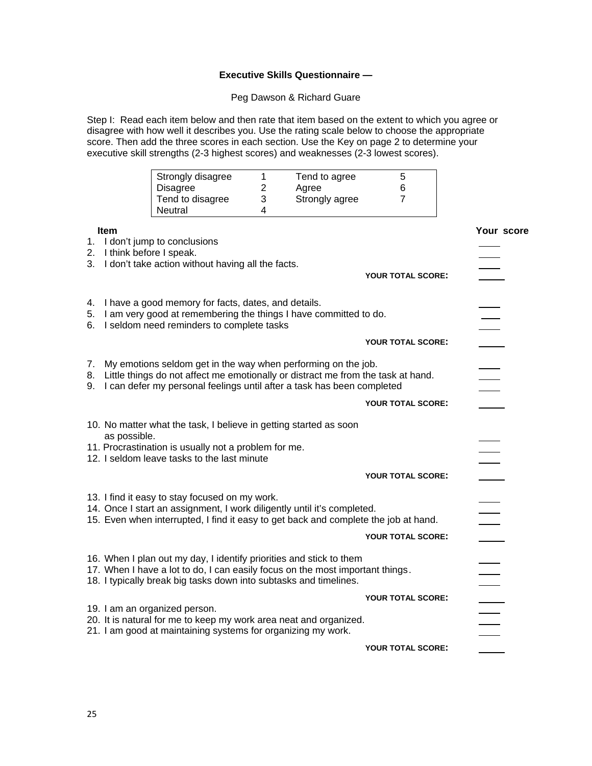**Executive Skills Questionnaire —**

Peg Dawson & Richard Guare

Step I: Read each item below and then rate that item based on the extent to which you agree or disagree with how well it describes you. Use the rating scale below to choose the appropriate score. Then add the three scores in each section. Use the Key on page 2 to determine your executive skill strengths (2-3 highest scores) and weaknesses (2-3 lowest scores).

| | | | |
|---|---|---|---|
| Strongly disagree | 1 | Tend to agree | 5 |
| Disagree | 2 | Agree | 6 |
| Tend to disagree | 3 | Strongly agree | 7 |
| Neutral | 4 | | |

| Item | Your score |
|---|---|
| 1. I don't jump to conclusions | ____ |
| 2. I think before I speak. | ____ |
| 3. I don't take action without having all the facts. | ____ |
| **YOUR TOTAL SCORE:** | ____ |
| 4. I have a good memory for facts, dates, and details. | ____ |
| 5. I am very good at remembering the things I have committed to do. | ____ |
| 6. I seldom need reminders to complete tasks | ____ |
| **YOUR TOTAL SCORE:** | ____ |
| 7. My emotions seldom get in the way when performing on the job. | ____ |
| 8. Little things do not affect me emotionally or distract me from the task at hand. | ____ |
| 9. I can defer my personal feelings until after a task has been completed | ____ |
| **YOUR TOTAL SCORE:** | ____ |
| 10. No matter what the task, I believe in getting started as soon as possible. | ____ |
| 11. Procrastination is usually not a problem for me. | ____ |
| 12. I seldom leave tasks to the last minute | ____ |
| **YOUR TOTAL SCORE:** | ____ |
| 13. I find it easy to stay focused on my work. | ____ |
| 14. Once I start an assignment, I work diligently until it's completed. | ____ |
| 15. Even when interrupted, I find it easy to get back and complete the job at hand. | ____ |
| **YOUR TOTAL SCORE:** | ____ |
| 16. When I plan out my day, I identify priorities and stick to them | ____ |
| 17. When I have a lot to do, I can easily focus on the most important things. | ____ |
| 18. I typically break big tasks down into subtasks and timelines. | ____ |
| **YOUR TOTAL SCORE:** | ____ |
| 19. I am an organized person. | ____ |
| 20. It is natural for me to keep my work area neat and organized. | ____ |
| 21. I am good at maintaining systems for organizing my work. | ____ |
| **YOUR TOTAL SCORE:** | ____ |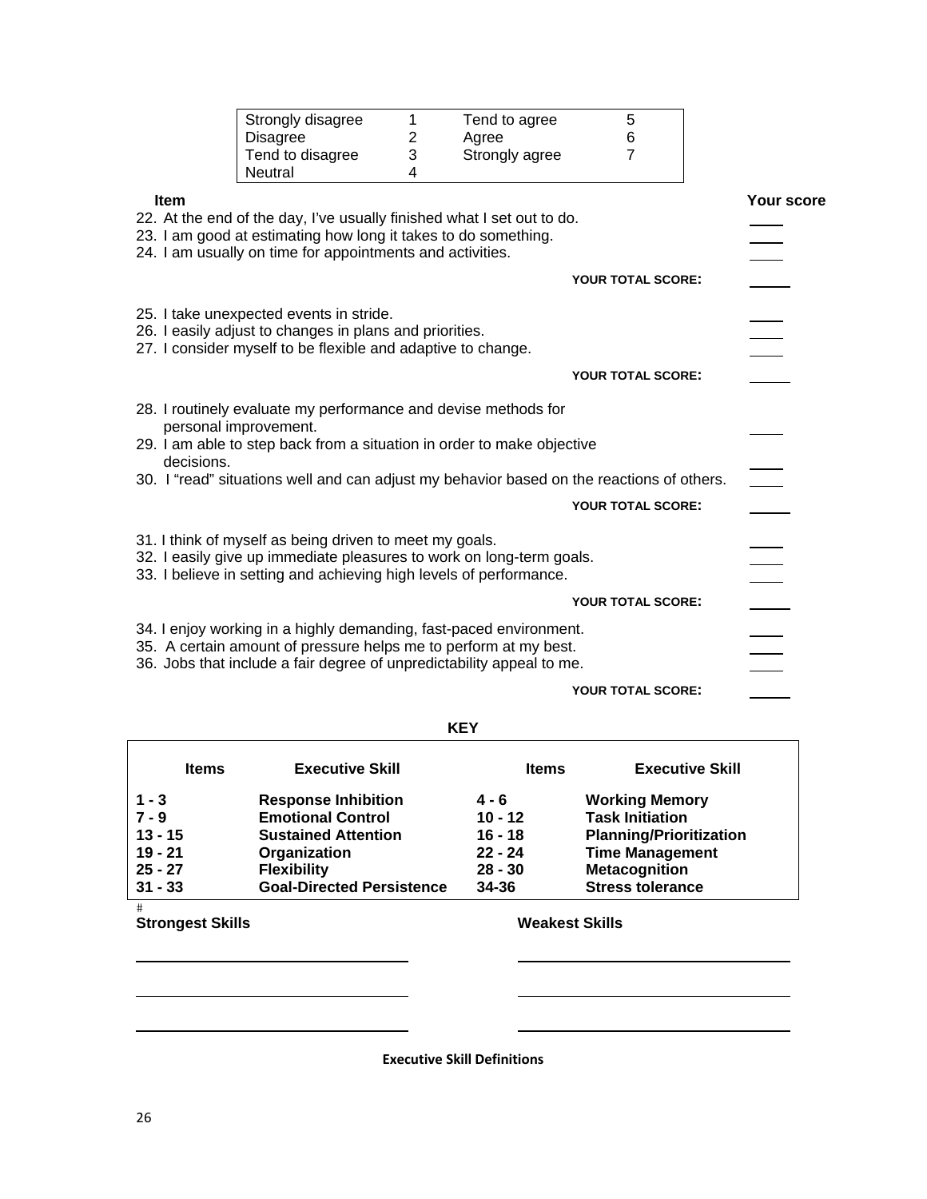| | | | |
|---|---|---|---|
| Strongly disagree | 1 | Tend to agree | 5 |
| Disagree | 2 | Agree | 6 |
| Tend to disagree | 3 | Strongly agree | 7 |
| Neutral | 4 | | |

| Item | Your score |
|---|---|
| 22. At the end of the day, I've usually finished what I set out to do. | ____ |
| 23. I am good at estimating how long it takes to do something. | ____ |
| 24. I am usually on time for appointments and activities. | ____ |
| **YOUR TOTAL SCORE:** | ____ |
| 25. I take unexpected events in stride. | ____ |
| 26. I easily adjust to changes in plans and priorities. | ____ |
| 27. I consider myself to be flexible and adaptive to change. | ____ |
| **YOUR TOTAL SCORE:** | ____ |
| 28. I routinely evaluate my performance and devise methods for personal improvement. | ____ |
| 29. I am able to step back from a situation in order to make objective decisions. | ____ |
| 30. I "read" situations well and can adjust my behavior based on the reactions of others. | ____ |
| **YOUR TOTAL SCORE:** | ____ |
| 31. I think of myself as being driven to meet my goals. | ____ |
| 32. I easily give up immediate pleasures to work on long-term goals. | ____ |
| 33. I believe in setting and achieving high levels of performance. | ____ |
| **YOUR TOTAL SCORE:** | ____ |
| 34. I enjoy working in a highly demanding, fast-paced environment. | ____ |
| 35. A certain amount of pressure helps me to perform at my best. | ____ |
| 36. Jobs that include a fair degree of unpredictability appeal to me. | ____ |
| **YOUR TOTAL SCORE:** | ____ |

**KEY**

| Items | Executive Skill | Items | Executive Skill |
|---|---|---|---|
| **1 - 3** | **Response Inhibition** | **4 - 6** | **Working Memory** |
| **7 - 9** | **Emotional Control** | **10 - 12** | **Task Initiation** |
| **13 - 15** | **Sustained Attention** | **16 - 18** | **Planning/Prioritization** |
| **19 - 21** | **Organization** | **22 - 24** | **Time Management** |
| **25 - 27** | **Flexibility** | **28 - 30** | **Metacognition** |
| **31 - 33** | **Goal-Directed Persistence** | **34-36** | **Stress tolerance** |

#

| **Strongest Skills** | **Weakest Skills** |
|---|---|
| ______________________ | ______________________ |
| ______________________ | ______________________ |
| ______________________ | ______________________ |

**Executive Skill Definitions**